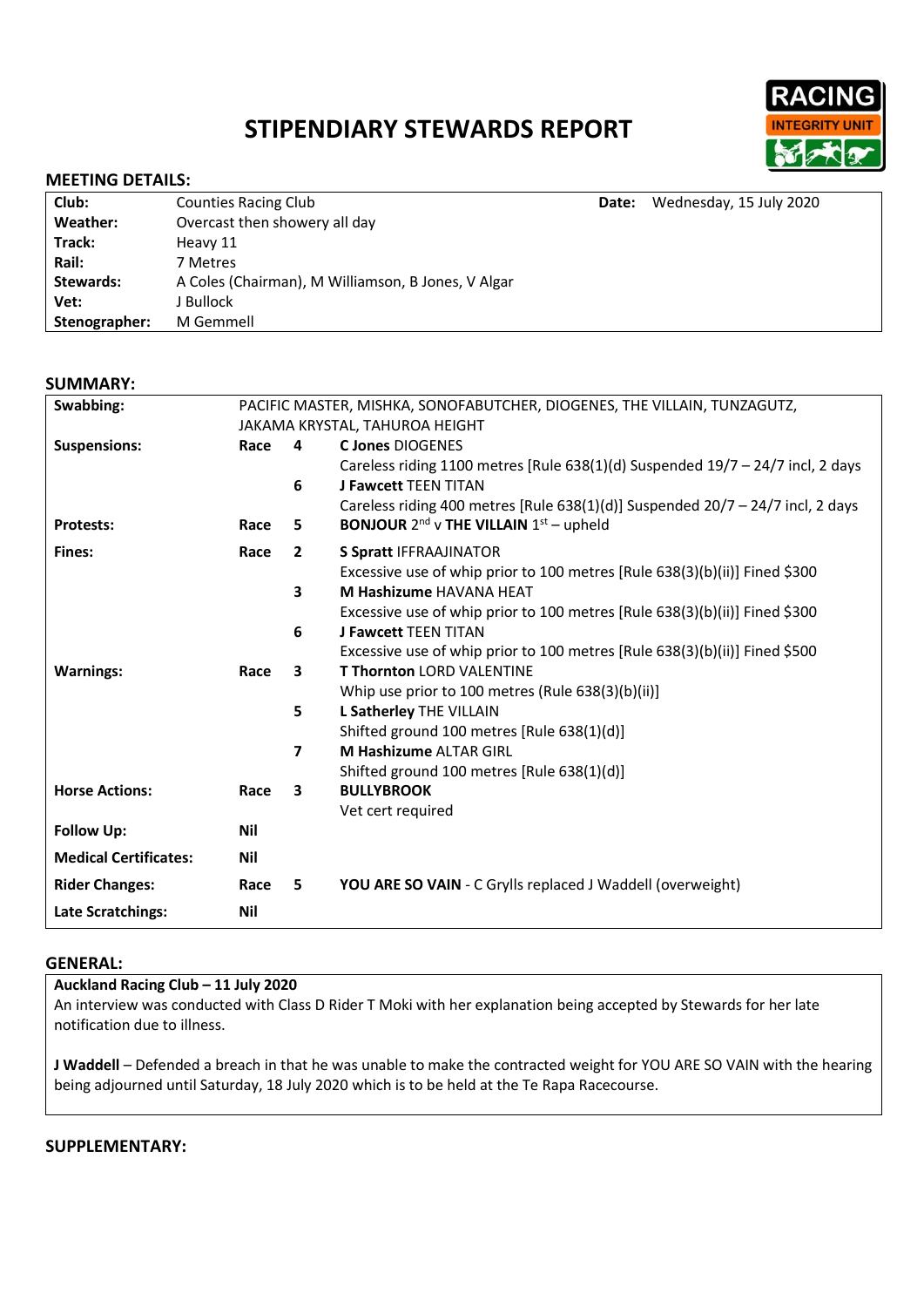# STIPENDIARY STEWARDS REPORT

## MEETING DETAILS:

| | | | |
|---|---|---|---|
| **Club:** | Counties Racing Club | **Date:** | Wednesday, 15 July 2020 |
| **Weather:** | Overcast then showery all day | | |
| **Track:** | Heavy 11 | | |
| **Rail:** | 7 Metres | | |
| **Stewards:** | A Coles (Chairman), M Williamson, B Jones, V Algar | | |
| **Vet:** | J Bullock | | |
| **Stenographer:** | M Gemmell | | |

## SUMMARY:

| | | | |
|---|---|---|---|
| **Swabbing:** | PACIFIC MASTER, MISHKA, SONOFABUTCHER, DIOGENES, THE VILLAIN, TUNZAGUTZ, JAKAMA KRYSTAL, TAHUROA HEIGHT | | |
| **Suspensions:** | Race | 4 | **C Jones** DIOGENES<br>Careless riding 1100 metres [Rule 638(1)(d) Suspended 19/7 – 24/7 incl, 2 days |
| | | 6 | **J Fawcett** TEEN TITAN<br>Careless riding 400 metres [Rule 638(1)(d)] Suspended 20/7 – 24/7 incl, 2 days |
| **Protests:** | Race | 5 | **BONJOUR** 2nd v **THE VILLAIN** 1st – upheld |
| **Fines:** | Race | 2 | **S Spratt** IFFRAAJINATOR<br>Excessive use of whip prior to 100 metres [Rule 638(3)(b)(ii)] Fined $300 |
| | | 3 | **M Hashizume** HAVANA HEAT<br>Excessive use of whip prior to 100 metres [Rule 638(3)(b)(ii)] Fined $300 |
| | | 6 | **J Fawcett** TEEN TITAN<br>Excessive use of whip prior to 100 metres [Rule 638(3)(b)(ii)] Fined $500 |
| **Warnings:** | Race | 3 | **T Thornton** LORD VALENTINE<br>Whip use prior to 100 metres (Rule 638(3)(b)(ii)] |
| | | 5 | **L Satherley** THE VILLAIN<br>Shifted ground 100 metres [Rule 638(1)(d)] |
| | | 7 | **M Hashizume** ALTAR GIRL<br>Shifted ground 100 metres [Rule 638(1)(d)] |
| **Horse Actions:** | Race | 3 | **BULLYBROOK**<br>Vet cert required |
| **Follow Up:** | Nil | | |
| **Medical Certificates:** | Nil | | |
| **Rider Changes:** | Race | 5 | **YOU ARE SO VAIN** - C Grylls replaced J Waddell (overweight) |
| **Late Scratchings:** | Nil | | |

## GENERAL:

**Auckland Racing Club – 11 July 2020**
An interview was conducted with Class D Rider T Moki with her explanation being accepted by Stewards for her late notification due to illness.

**J Waddell** – Defended a breach in that he was unable to make the contracted weight for YOU ARE SO VAIN with the hearing being adjourned until Saturday, 18 July 2020 which is to be held at the Te Rapa Racecourse.

## SUPPLEMENTARY: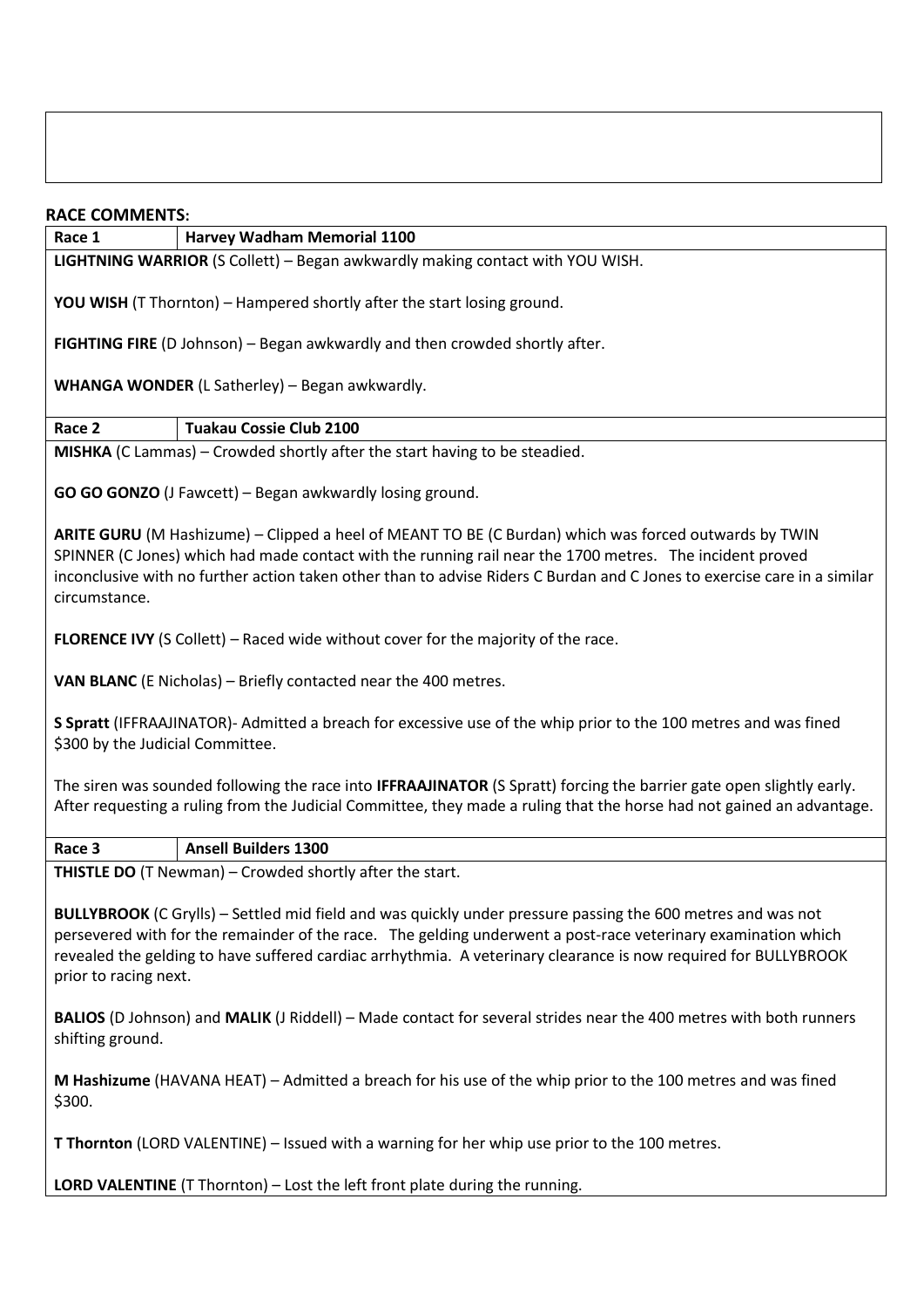## RACE COMMENTS:

| Race 1 | Harvey Wadham Memorial 1100 |
|---|---|

**LIGHTNING WARRIOR** (S Collett) – Began awkwardly making contact with YOU WISH.

**YOU WISH** (T Thornton) – Hampered shortly after the start losing ground.

**FIGHTING FIRE** (D Johnson) – Began awkwardly and then crowded shortly after.

**WHANGA WONDER** (L Satherley) – Began awkwardly.

| Race 2 | Tuakau Cossie Club 2100 |
|---|---|

**MISHKA** (C Lammas) – Crowded shortly after the start having to be steadied.

**GO GO GONZO** (J Fawcett) – Began awkwardly losing ground.

**ARITE GURU** (M Hashizume) – Clipped a heel of MEANT TO BE (C Burdan) which was forced outwards by TWIN SPINNER (C Jones) which had made contact with the running rail near the 1700 metres. The incident proved inconclusive with no further action taken other than to advise Riders C Burdan and C Jones to exercise care in a similar circumstance.

**FLORENCE IVY** (S Collett) – Raced wide without cover for the majority of the race.

**VAN BLANC** (E Nicholas) – Briefly contacted near the 400 metres.

**S Spratt** (IFFRAAJINATOR)- Admitted a breach for excessive use of the whip prior to the 100 metres and was fined $300 by the Judicial Committee.

The siren was sounded following the race into **IFFRAAJINATOR** (S Spratt) forcing the barrier gate open slightly early. After requesting a ruling from the Judicial Committee, they made a ruling that the horse had not gained an advantage.

| Race 3 | Ansell Builders 1300 |
|---|---|

**THISTLE DO** (T Newman) – Crowded shortly after the start.

**BULLYBROOK** (C Grylls) – Settled mid field and was quickly under pressure passing the 600 metres and was not persevered with for the remainder of the race. The gelding underwent a post-race veterinary examination which revealed the gelding to have suffered cardiac arrhythmia. A veterinary clearance is now required for BULLYBROOK prior to racing next.

**BALIOS** (D Johnson) and **MALIK** (J Riddell) – Made contact for several strides near the 400 metres with both runners shifting ground.

**M Hashizume** (HAVANA HEAT) – Admitted a breach for his use of the whip prior to the 100 metres and was fined $300.

**T Thornton** (LORD VALENTINE) – Issued with a warning for her whip use prior to the 100 metres.

**LORD VALENTINE** (T Thornton) – Lost the left front plate during the running.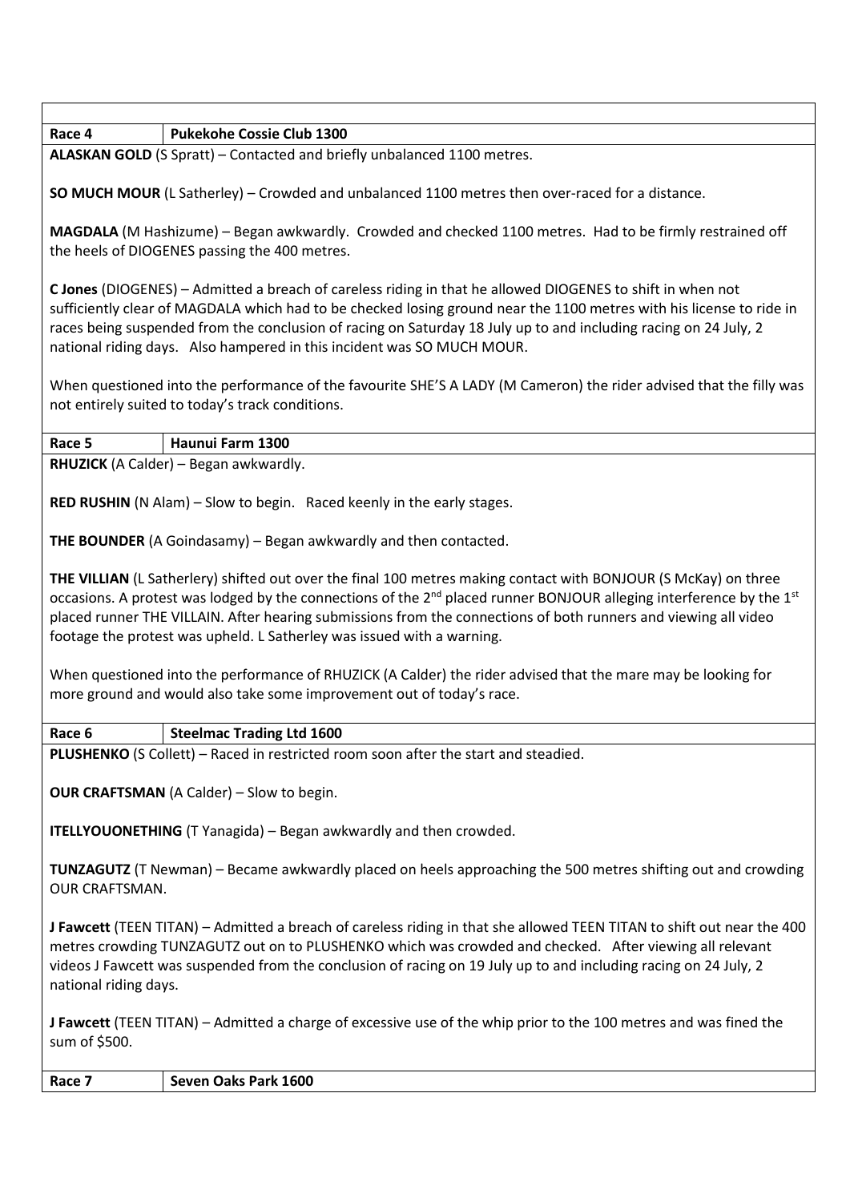| Race 4 | Pukekohe Cossie Club 1300 |
|---|---|

**ALASKAN GOLD** (S Spratt) – Contacted and briefly unbalanced 1100 metres.

**SO MUCH MOUR** (L Satherley) – Crowded and unbalanced 1100 metres then over-raced for a distance.

**MAGDALA** (M Hashizume) – Began awkwardly. Crowded and checked 1100 metres. Had to be firmly restrained off the heels of DIOGENES passing the 400 metres.

**C Jones** (DIOGENES) – Admitted a breach of careless riding in that he allowed DIOGENES to shift in when not sufficiently clear of MAGDALA which had to be checked losing ground near the 1100 metres with his license to ride in races being suspended from the conclusion of racing on Saturday 18 July up to and including racing on 24 July, 2 national riding days. Also hampered in this incident was SO MUCH MOUR.

When questioned into the performance of the favourite SHE'S A LADY (M Cameron) the rider advised that the filly was not entirely suited to today's track conditions.

| Race 5 | Haunui Farm 1300 |
|---|---|

**RHUZICK** (A Calder) – Began awkwardly.

**RED RUSHIN** (N Alam) – Slow to begin. Raced keenly in the early stages.

**THE BOUNDER** (A Goindasamy) – Began awkwardly and then contacted.

**THE VILLIAN** (L Satherley) shifted out over the final 100 metres making contact with BONJOUR (S McKay) on three occasions. A protest was lodged by the connections of the 2nd placed runner BONJOUR alleging interference by the 1st placed runner THE VILLAIN. After hearing submissions from the connections of both runners and viewing all video footage the protest was upheld. L Satherley was issued with a warning.

When questioned into the performance of RHUZICK (A Calder) the rider advised that the mare may be looking for more ground and would also take some improvement out of today's race.

| Race 6 | Steelmac Trading Ltd 1600 |
|---|---|

**PLUSHENKO** (S Collett) – Raced in restricted room soon after the start and steadied.

**OUR CRAFTSMAN** (A Calder) – Slow to begin.

**ITELLYOUONETHING** (T Yanagida) – Began awkwardly and then crowded.

**TUNZAGUTZ** (T Newman) – Became awkwardly placed on heels approaching the 500 metres shifting out and crowding OUR CRAFTSMAN.

**J Fawcett** (TEEN TITAN) – Admitted a breach of careless riding in that she allowed TEEN TITAN to shift out near the 400 metres crowding TUNZAGUTZ out on to PLUSHENKO which was crowded and checked. After viewing all relevant videos J Fawcett was suspended from the conclusion of racing on 19 July up to and including racing on 24 July, 2 national riding days.

**J Fawcett** (TEEN TITAN) – Admitted a charge of excessive use of the whip prior to the 100 metres and was fined the sum of $500.

| Race 7 | Seven Oaks Park 1600 |
|---|---|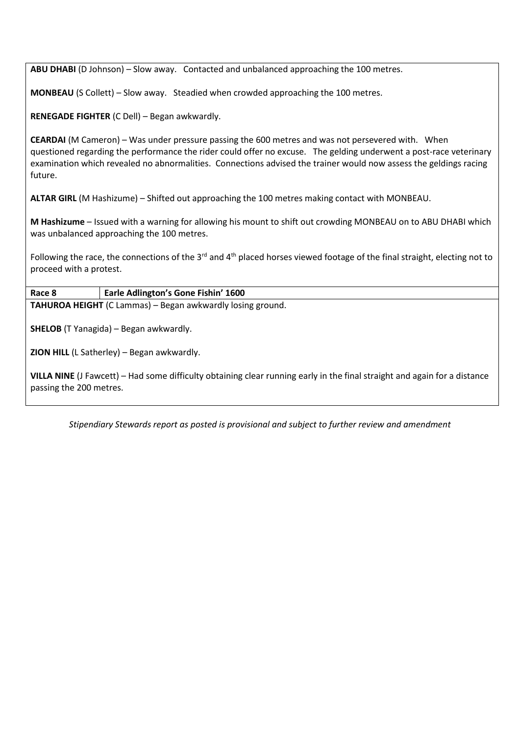**ABU DHABI** (D Johnson) – Slow away. Contacted and unbalanced approaching the 100 metres.

**MONBEAU** (S Collett) – Slow away. Steadied when crowded approaching the 100 metres.

**RENEGADE FIGHTER** (C Dell) – Began awkwardly.

**CEARDAI** (M Cameron) – Was under pressure passing the 600 metres and was not persevered with. When questioned regarding the performance the rider could offer no excuse. The gelding underwent a post-race veterinary examination which revealed no abnormalities. Connections advised the trainer would now assess the geldings racing future.

**ALTAR GIRL** (M Hashizume) – Shifted out approaching the 100 metres making contact with MONBEAU.

**M Hashizume** – Issued with a warning for allowing his mount to shift out crowding MONBEAU on to ABU DHABI which was unbalanced approaching the 100 metres.

Following the race, the connections of the 3rd and 4th placed horses viewed footage of the final straight, electing not to proceed with a protest.

| **Race 8** | **Earle Adlington's Gone Fishin' 1600** |
|---|---|

**TAHUROA HEIGHT** (C Lammas) – Began awkwardly losing ground.

**SHELOB** (T Yanagida) – Began awkwardly.

**ZION HILL** (L Satherley) – Began awkwardly.

**VILLA NINE** (J Fawcett) – Had some difficulty obtaining clear running early in the final straight and again for a distance passing the 200 metres.

*Stipendiary Stewards report as posted is provisional and subject to further review and amendment*